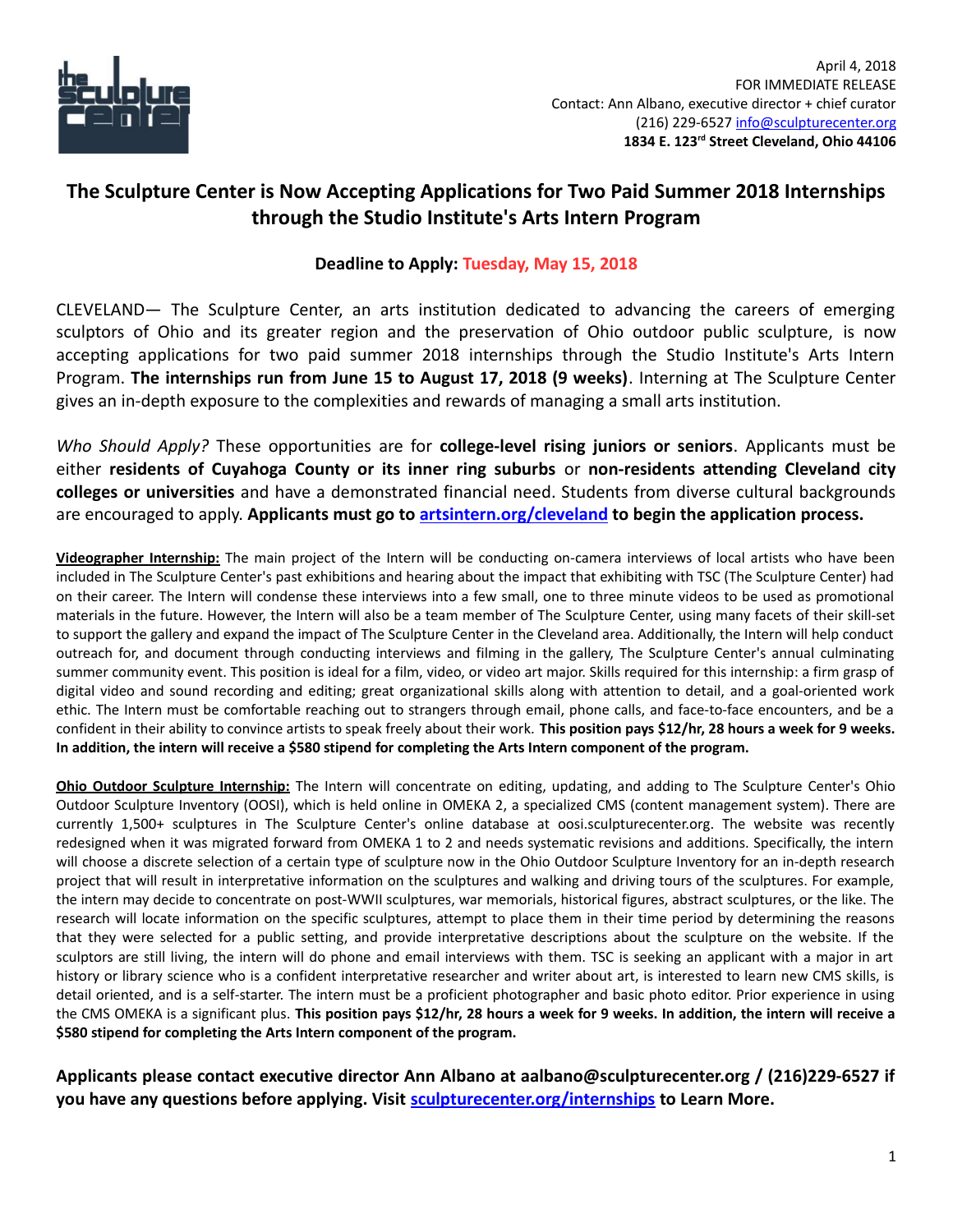April 4, 2018
FOR IMMEDIATE RELEASE
Contact: Ann Albano, executive director + chief curator
(216) 229-6527 info@sculpturecenter.org
**1834 E. 123rd Street Cleveland, Ohio 44106**

# The Sculpture Center is Now Accepting Applications for Two Paid Summer 2018 Internships through the Studio Institute's Arts Intern Program

**Deadline to Apply: Tuesday, May 15, 2018**

CLEVELAND— The Sculpture Center, an arts institution dedicated to advancing the careers of emerging sculptors of Ohio and its greater region and the preservation of Ohio outdoor public sculpture, is now accepting applications for two paid summer 2018 internships through the Studio Institute's Arts Intern Program. **The internships run from June 15 to August 17, 2018 (9 weeks)**. Interning at The Sculpture Center gives an in-depth exposure to the complexities and rewards of managing a small arts institution.

*Who Should Apply?* These opportunities are for **college-level rising juniors or seniors**. Applicants must be either **residents of Cuyahoga County or its inner ring suburbs** or **non-residents attending Cleveland city colleges or universities** and have a demonstrated financial need. Students from diverse cultural backgrounds are encouraged to apply. **Applicants must go to artsintern.org/cleveland to begin the application process.**

**Videographer Internship:** The main project of the Intern will be conducting on-camera interviews of local artists who have been included in The Sculpture Center's past exhibitions and hearing about the impact that exhibiting with TSC (The Sculpture Center) had on their career. The Intern will condense these interviews into a few small, one to three minute videos to be used as promotional materials in the future. However, the Intern will also be a team member of The Sculpture Center, using many facets of their skill-set to support the gallery and expand the impact of The Sculpture Center in the Cleveland area. Additionally, the Intern will help conduct outreach for, and document through conducting interviews and filming in the gallery, The Sculpture Center's annual culminating summer community event. This position is ideal for a film, video, or video art major. Skills required for this internship: a firm grasp of digital video and sound recording and editing; great organizational skills along with attention to detail, and a goal-oriented work ethic. The Intern must be comfortable reaching out to strangers through email, phone calls, and face-to-face encounters, and be a confident in their ability to convince artists to speak freely about their work. **This position pays $12/hr, 28 hours a week for 9 weeks. In addition, the intern will receive a $580 stipend for completing the Arts Intern component of the program.**

**Ohio Outdoor Sculpture Internship:** The Intern will concentrate on editing, updating, and adding to The Sculpture Center's Ohio Outdoor Sculpture Inventory (OOSI), which is held online in OMEKA 2, a specialized CMS (content management system). There are currently 1,500+ sculptures in The Sculpture Center's online database at oosi.sculpturecenter.org. The website was recently redesigned when it was migrated forward from OMEKA 1 to 2 and needs systematic revisions and additions. Specifically, the intern will choose a discrete selection of a certain type of sculpture now in the Ohio Outdoor Sculpture Inventory for an in-depth research project that will result in interpretative information on the sculptures and walking and driving tours of the sculptures. For example, the intern may decide to concentrate on post-WWII sculptures, war memorials, historical figures, abstract sculptures, or the like. The research will locate information on the specific sculptures, attempt to place them in their time period by determining the reasons that they were selected for a public setting, and provide interpretative descriptions about the sculpture on the website. If the sculptors are still living, the intern will do phone and email interviews with them. TSC is seeking an applicant with a major in art history or library science who is a confident interpretative researcher and writer about art, is interested to learn new CMS skills, is detail oriented, and is a self-starter. The intern must be a proficient photographer and basic photo editor. Prior experience in using the CMS OMEKA is a significant plus. **This position pays $12/hr, 28 hours a week for 9 weeks. In addition, the intern will receive a $580 stipend for completing the Arts Intern component of the program.**

**Applicants please contact executive director Ann Albano at aalbano@sculpturecenter.org / (216)229-6527 if you have any questions before applying. Visit sculpturecenter.org/internships to Learn More.**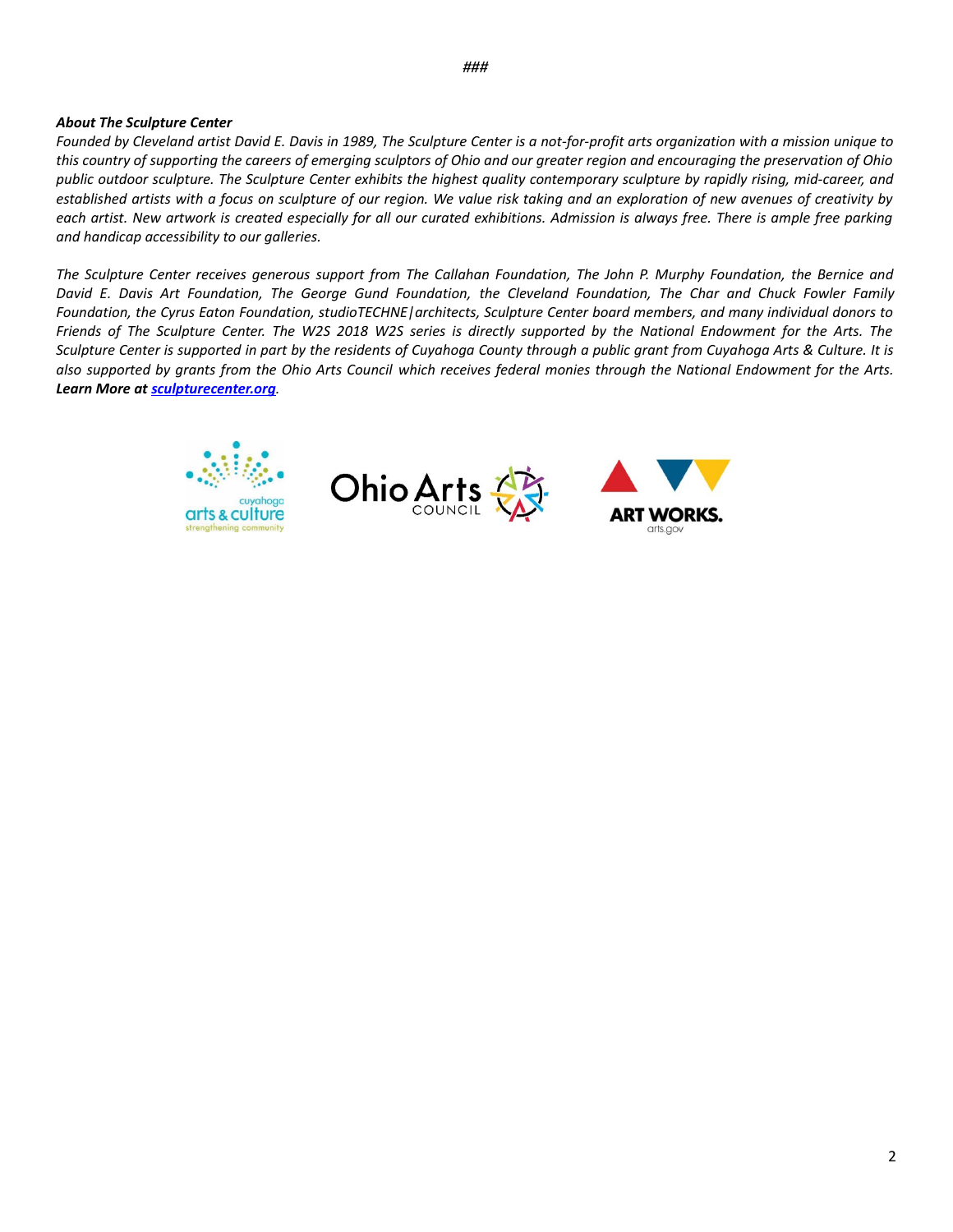*###*

***About The Sculpture Center***

*Founded by Cleveland artist David E. Davis in 1989, The Sculpture Center is a not-for-profit arts organization with a mission unique to this country of supporting the careers of emerging sculptors of Ohio and our greater region and encouraging the preservation of Ohio public outdoor sculpture. The Sculpture Center exhibits the highest quality contemporary sculpture by rapidly rising, mid-career, and established artists with a focus on sculpture of our region. We value risk taking and an exploration of new avenues of creativity by each artist. New artwork is created especially for all our curated exhibitions. Admission is always free. There is ample free parking and handicap accessibility to our galleries.*

*The Sculpture Center receives generous support from The Callahan Foundation, The John P. Murphy Foundation, the Bernice and David E. Davis Art Foundation, The George Gund Foundation, the Cleveland Foundation, The Char and Chuck Fowler Family Foundation, the Cyrus Eaton Foundation, studioTECHNE|architects, Sculpture Center board members, and many individual donors to Friends of The Sculpture Center. The W2S 2018 W2S series is directly supported by the National Endowment for the Arts. The Sculpture Center is supported in part by the residents of Cuyahoga County through a public grant from Cuyahoga Arts & Culture. It is also supported by grants from the Ohio Arts Council which receives federal monies through the National Endowment for the Arts.* ***Learn More at [sculpturecenter.org](sculpturecenter.org)****.*

cuyahoga arts & culture strengthening community

Ohio Arts COUNCIL

ART WORKS. arts.gov